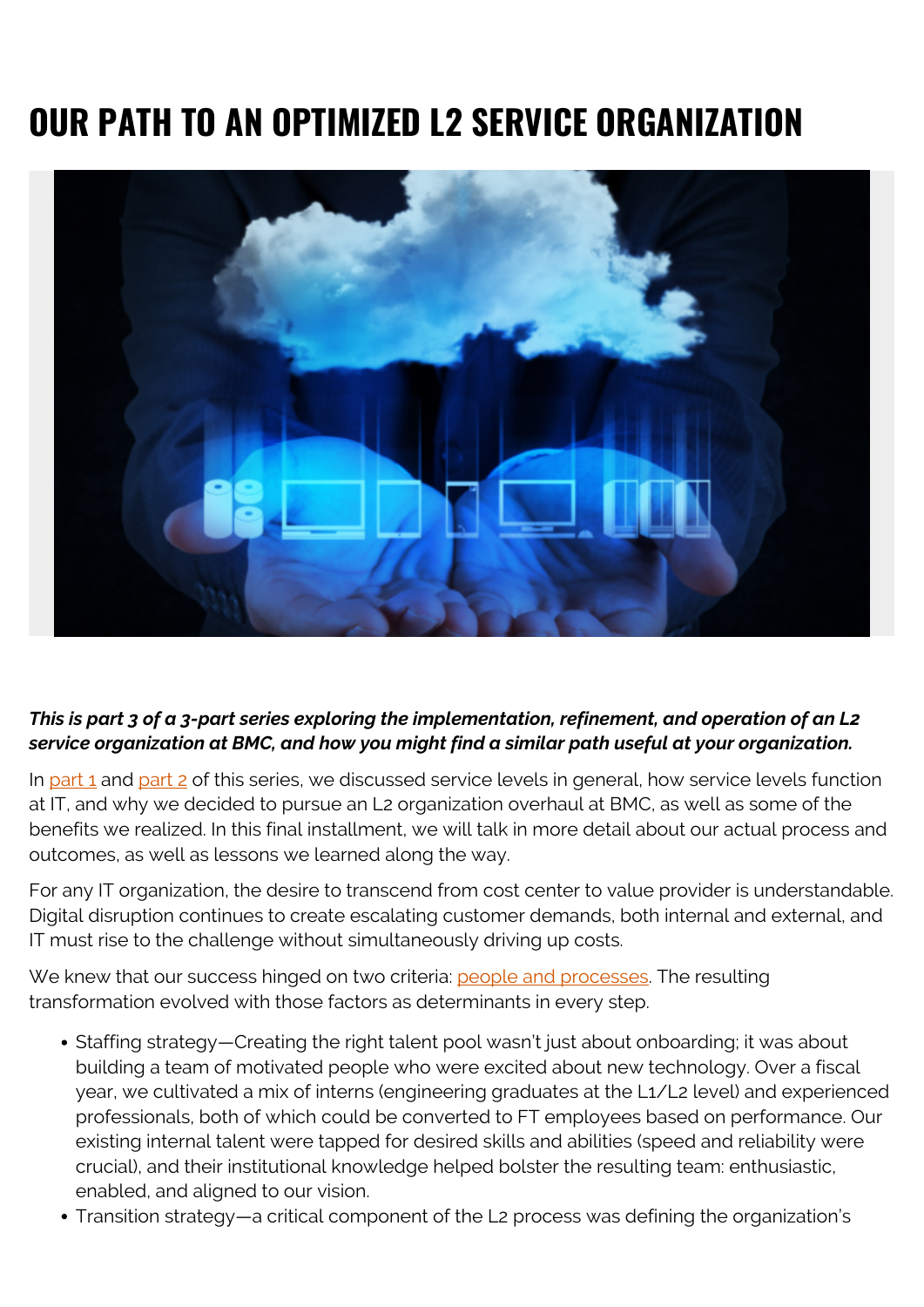# OUR PATH TO AN OPTIMIZED L2 SERVICE ORGANIZATION

***This is part 3 of a 3-part series exploring the implementation, refinement, and operation of an L2 service organization at BMC, and how you might find a similar path useful at your organization.***

In part 1 and part 2 of this series, we discussed service levels in general, how service levels function at IT, and why we decided to pursue an L2 organization overhaul at BMC, as well as some of the benefits we realized. In this final installment, we will talk in more detail about our actual process and outcomes, as well as lessons we learned along the way.

For any IT organization, the desire to transcend from cost center to value provider is understandable. Digital disruption continues to create escalating customer demands, both internal and external, and IT must rise to the challenge without simultaneously driving up costs.

We knew that our success hinged on two criteria: people and processes. The resulting transformation evolved with those factors as determinants in every step.

- Staffing strategy—Creating the right talent pool wasn't just about onboarding; it was about building a team of motivated people who were excited about new technology. Over a fiscal year, we cultivated a mix of interns (engineering graduates at the L1/L2 level) and experienced professionals, both of which could be converted to FT employees based on performance. Our existing internal talent were tapped for desired skills and abilities (speed and reliability were crucial), and their institutional knowledge helped bolster the resulting team: enthusiastic, enabled, and aligned to our vision.
- Transition strategy—a critical component of the L2 process was defining the organization's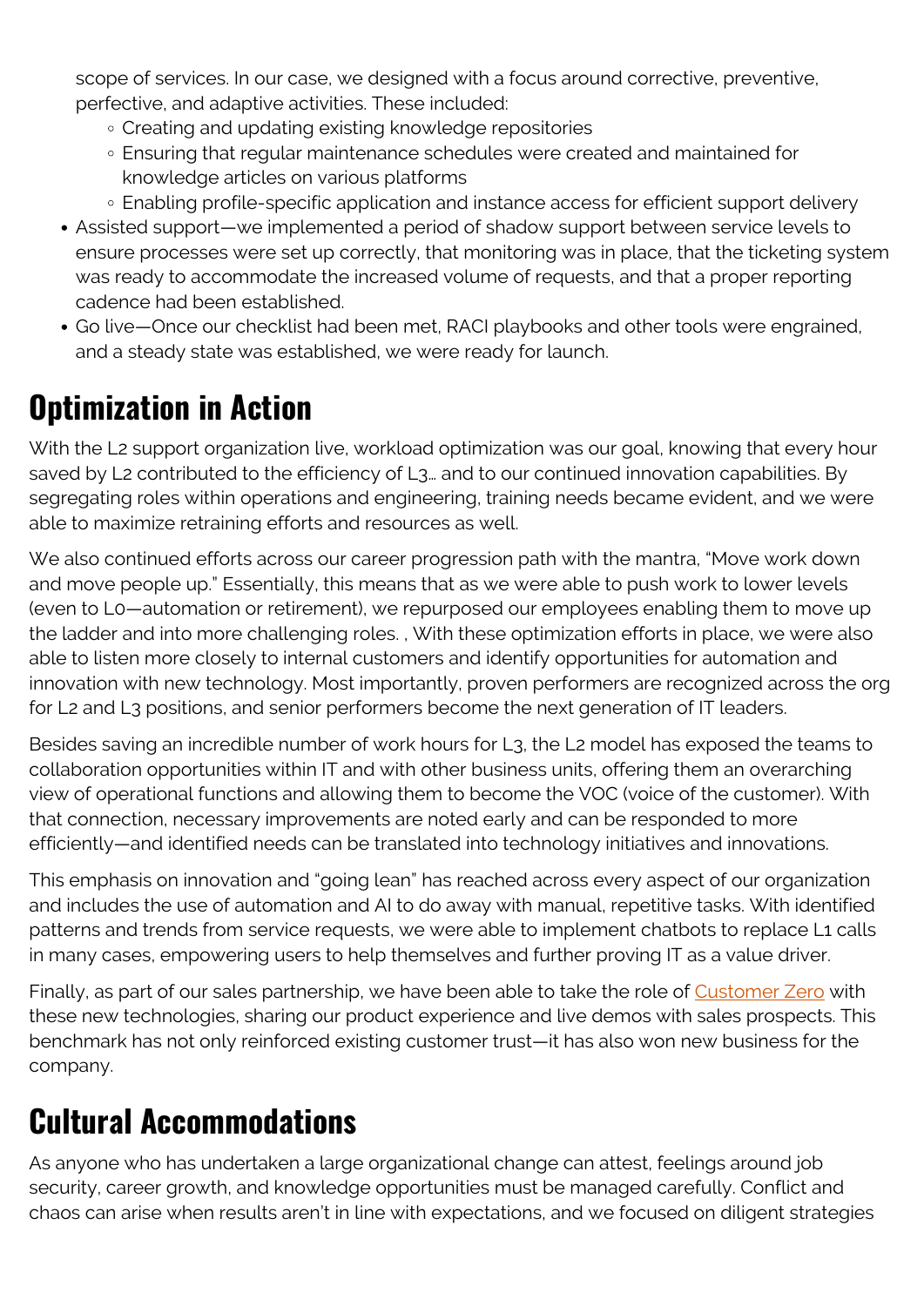scope of services. In our case, we designed with a focus around corrective, preventive, perfective, and adaptive activities. These included:
  - Creating and updating existing knowledge repositories
  - Ensuring that regular maintenance schedules were created and maintained for knowledge articles on various platforms
  - Enabling profile-specific application and instance access for efficient support delivery
- Assisted support—we implemented a period of shadow support between service levels to ensure processes were set up correctly, that monitoring was in place, that the ticketing system was ready to accommodate the increased volume of requests, and that a proper reporting cadence had been established.
- Go live—Once our checklist had been met, RACI playbooks and other tools were engrained, and a steady state was established, we were ready for launch.

## Optimization in Action

With the L2 support organization live, workload optimization was our goal, knowing that every hour saved by L2 contributed to the efficiency of L3… and to our continued innovation capabilities. By segregating roles within operations and engineering, training needs became evident, and we were able to maximize retraining efforts and resources as well.

We also continued efforts across our career progression path with the mantra, "Move work down and move people up." Essentially, this means that as we were able to push work to lower levels (even to L0—automation or retirement), we repurposed our employees enabling them to move up the ladder and into more challenging roles. , With these optimization efforts in place, we were also able to listen more closely to internal customers and identify opportunities for automation and innovation with new technology. Most importantly, proven performers are recognized across the org for L2 and L3 positions, and senior performers become the next generation of IT leaders.

Besides saving an incredible number of work hours for L3, the L2 model has exposed the teams to collaboration opportunities within IT and with other business units, offering them an overarching view of operational functions and allowing them to become the VOC (voice of the customer). With that connection, necessary improvements are noted early and can be responded to more efficiently—and identified needs can be translated into technology initiatives and innovations.

This emphasis on innovation and "going lean" has reached across every aspect of our organization and includes the use of automation and AI to do away with manual, repetitive tasks. With identified patterns and trends from service requests, we were able to implement chatbots to replace L1 calls in many cases, empowering users to help themselves and further proving IT as a value driver.

Finally, as part of our sales partnership, we have been able to take the role of Customer Zero with these new technologies, sharing our product experience and live demos with sales prospects. This benchmark has not only reinforced existing customer trust—it has also won new business for the company.

## Cultural Accommodations

As anyone who has undertaken a large organizational change can attest, feelings around job security, career growth, and knowledge opportunities must be managed carefully. Conflict and chaos can arise when results aren't in line with expectations, and we focused on diligent strategies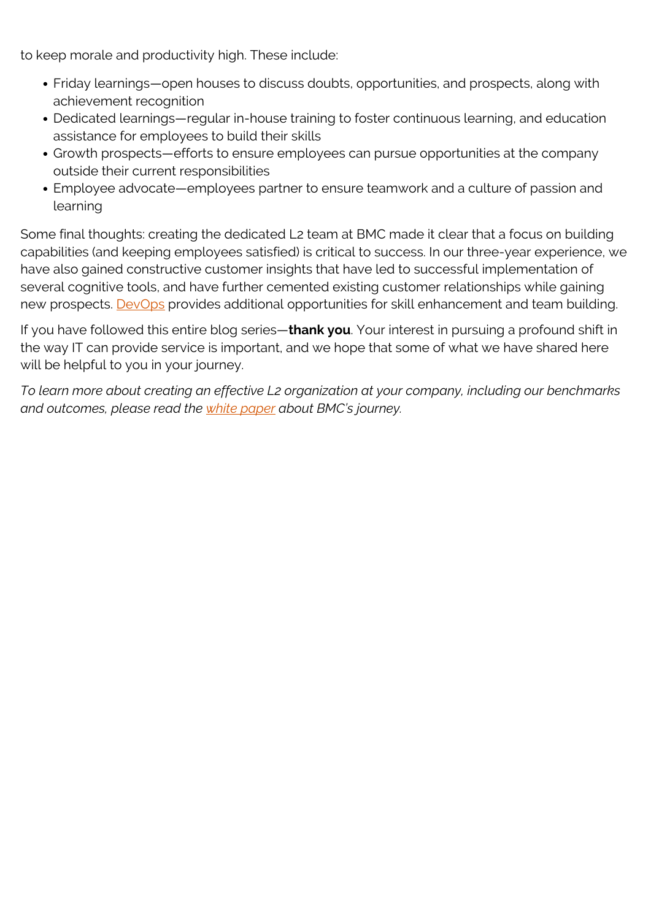to keep morale and productivity high. These include:

- Friday learnings—open houses to discuss doubts, opportunities, and prospects, along with achievement recognition
- Dedicated learnings—regular in-house training to foster continuous learning, and education assistance for employees to build their skills
- Growth prospects—efforts to ensure employees can pursue opportunities at the company outside their current responsibilities
- Employee advocate—employees partner to ensure teamwork and a culture of passion and learning

Some final thoughts: creating the dedicated L2 team at BMC made it clear that a focus on building capabilities (and keeping employees satisfied) is critical to success. In our three-year experience, we have also gained constructive customer insights that have led to successful implementation of several cognitive tools, and have further cemented existing customer relationships while gaining new prospects. DevOps provides additional opportunities for skill enhancement and team building.

If you have followed this entire blog series—**thank you**. Your interest in pursuing a profound shift in the way IT can provide service is important, and we hope that some of what we have shared here will be helpful to you in your journey.

*To learn more about creating an effective L2 organization at your company, including our benchmarks and outcomes, please read the white paper about BMC's journey.*